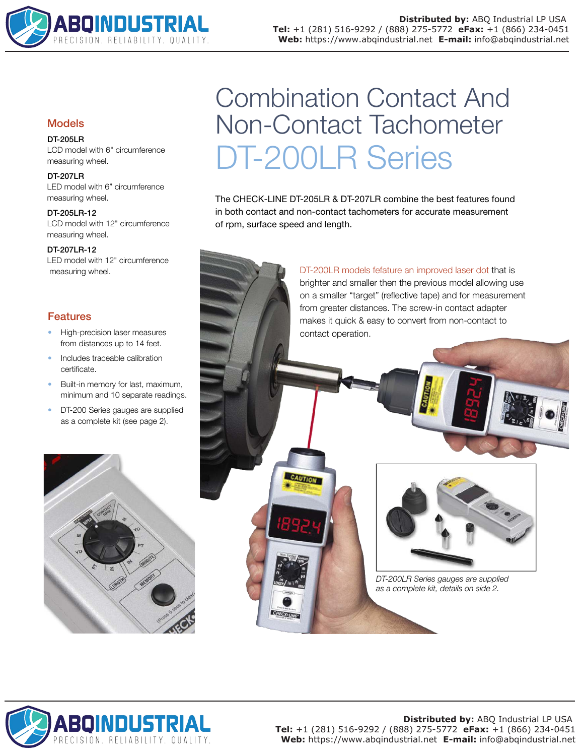# Combination Contact And Non-Contact Tachometer

# DT-200LR Series

The CHECK-LINE DT-205LR & DT-207LR combine the best features found in both contact and non-contact tachometers for accurate measurement of rpm, surface speed and length.

## Models

**DT-205LR**
LCD model with 6" circumference measuring wheel.

**DT-207LR**
LED model with 6" circumference measuring wheel.

**DT-205LR-12**
LCD model with 12" circumference measuring wheel.

**DT-207LR-12**
LED model with 12" circumference measuring wheel.

## Features

- High-precision laser measures from distances up to 14 feet.
- Includes traceable calibration certificate.
- Built-in memory for last, maximum, minimum and 10 separate readings.
- DT-200 Series gauges are supplied as a complete kit (see page 2).

DT-200LR models fefature an improved laser dot that is brighter and smaller then the previous model allowing use on a smaller "target" (reflective tape) and for measurement from greater distances. The screw-in contact adapter makes it quick & easy to convert from non-contact to contact operation.

*DT-200LR Series gauges are supplied as a complete kit, details on side 2.*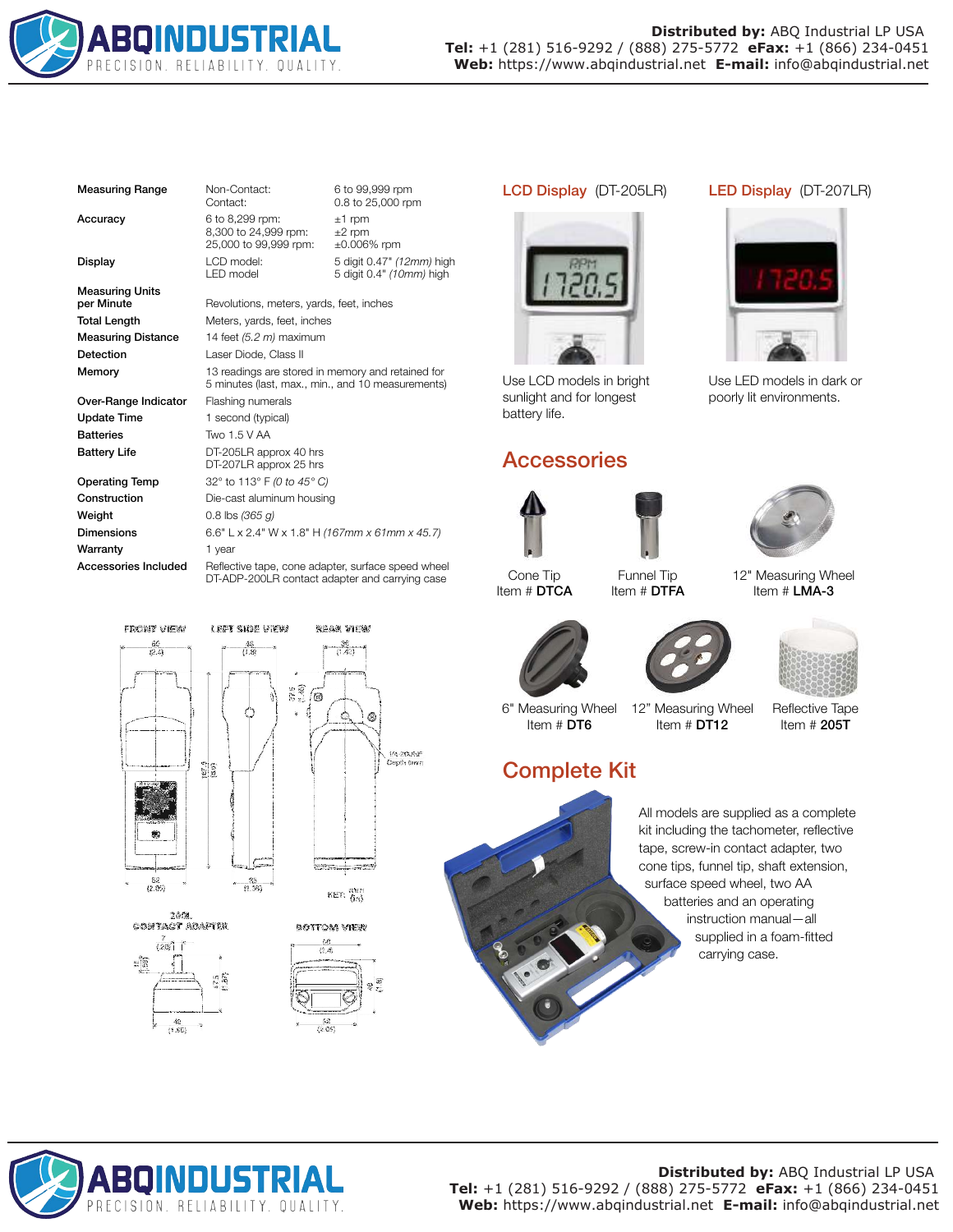| | | |
|---|---|---|
| **Measuring Range** | Non-Contact:<br>Contact: | 6 to 99,999 rpm<br>0.8 to 25,000 rpm |
| **Accuracy** | 6 to 8,299 rpm:<br>8,300 to 24,999 rpm:<br>25,000 to 99,999 rpm: | ±1 rpm<br>±2 rpm<br>±0.006% rpm |
| **Display** | LCD model:<br>LED model | 5 digit 0.47" *(12mm)* high<br>5 digit 0.4" *(10mm)* high |
| **Measuring Units per Minute** | Revolutions, meters, yards, feet, inches | |
| **Total Length** | Meters, yards, feet, inches | |
| **Measuring Distance** | 14 feet *(5.2 m)* maximum | |
| **Detection** | Laser Diode, Class II | |
| **Memory** | 13 readings are stored in memory and retained for 5 minutes (last, max., min., and 10 measurements) | |
| **Over-Range Indicator** | Flashing numerals | |
| **Update Time** | 1 second (typical) | |
| **Batteries** | Two 1.5 V AA | |
| **Battery Life** | DT-205LR approx 40 hrs<br>DT-207LR approx 25 hrs | |
| **Operating Temp** | 32° to 113° F *(0 to 45° C)* | |
| **Construction** | Die-cast aluminum housing | |
| **Weight** | 0.8 lbs *(365 g)* | |
| **Dimensions** | 6.6" L x 2.4" W x 1.8" H *(167mm x 61mm x 45.7)* | |
| **Warranty** | 1 year | |
| **Accessories Included** | Reflective tape, cone adapter, surface speed wheel DT-ADP-200LR contact adapter and carrying case | |

FRONT VIEW
LEFT SIDE VIEW
REAR VIEW
200L CONTACT ADAPTER
BOTTOM VIEW

## LCD Display (DT-205LR)

Use LCD models in bright sunlight and for longest battery life.

## LED Display (DT-207LR)

Use LED models in dark or poorly lit environments.

## Accessories

Cone Tip
Item # **DTCA**

Funnel Tip
Item # **DTFA**

12" Measuring Wheel
Item # **LMA-3**

6" Measuring Wheel
Item # **DT6**

12" Measuring Wheel
Item # **DT12**

Reflective Tape
Item # **205T**

## Complete Kit

All models are supplied as a complete kit including the tachometer, reflective tape, screw-in contact adapter, two cone tips, funnel tip, shaft extension, surface speed wheel, two AA batteries and an operating instruction manual—all supplied in a foam-fitted carrying case.